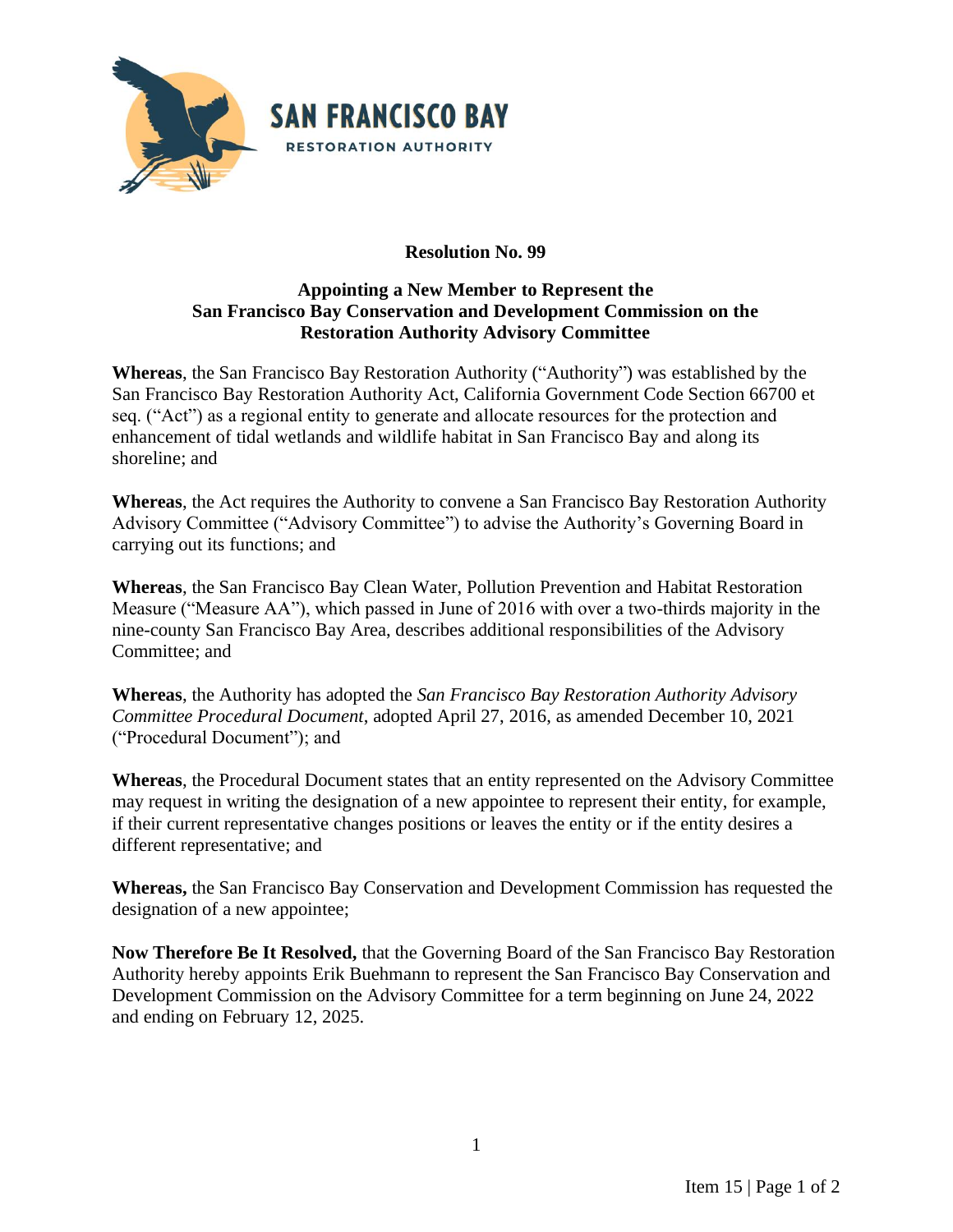SAN FRANCISCO BAY

RESTORATION AUTHORITY

**Resolution No. 99**

**Appointing a New Member to Represent the San Francisco Bay Conservation and Development Commission on the Restoration Authority Advisory Committee**

**Whereas**, the San Francisco Bay Restoration Authority ("Authority") was established by the San Francisco Bay Restoration Authority Act, California Government Code Section 66700 et seq. ("Act") as a regional entity to generate and allocate resources for the protection and enhancement of tidal wetlands and wildlife habitat in San Francisco Bay and along its shoreline; and

**Whereas**, the Act requires the Authority to convene a San Francisco Bay Restoration Authority Advisory Committee ("Advisory Committee") to advise the Authority's Governing Board in carrying out its functions; and

**Whereas**, the San Francisco Bay Clean Water, Pollution Prevention and Habitat Restoration Measure ("Measure AA"), which passed in June of 2016 with over a two-thirds majority in the nine-county San Francisco Bay Area, describes additional responsibilities of the Advisory Committee; and

**Whereas**, the Authority has adopted the *San Francisco Bay Restoration Authority Advisory Committee Procedural Document*, adopted April 27, 2016, as amended December 10, 2021 ("Procedural Document"); and

**Whereas**, the Procedural Document states that an entity represented on the Advisory Committee may request in writing the designation of a new appointee to represent their entity, for example, if their current representative changes positions or leaves the entity or if the entity desires a different representative; and

**Whereas,** the San Francisco Bay Conservation and Development Commission has requested the designation of a new appointee;

**Now Therefore Be It Resolved,** that the Governing Board of the San Francisco Bay Restoration Authority hereby appoints Erik Buehmann to represent the San Francisco Bay Conservation and Development Commission on the Advisory Committee for a term beginning on June 24, 2022 and ending on February 12, 2025.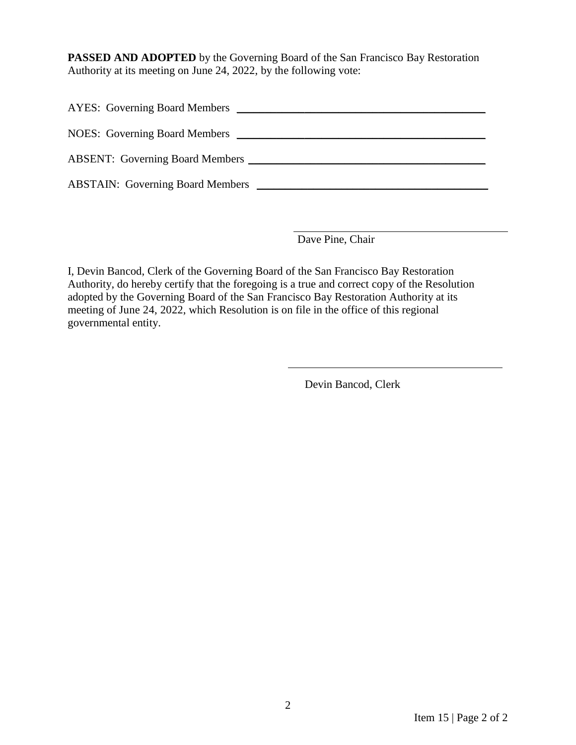**PASSED AND ADOPTED** by the Governing Board of the San Francisco Bay Restoration Authority at its meeting on June 24, 2022, by the following vote:

AYES: Governing Board Members ____________________________________________

NOES: Governing Board Members ____________________________________________

ABSENT: Governing Board Members __________________________________________

ABSTAIN: Governing Board Members _________________________________________

\_\_\_\_\_\_\_\_\_\_\_\_\_\_\_\_\_\_\_\_\_\_\_\_\_\_\_\_\_\_\_\_\_\_\_\_\_\_\_\_

Dave Pine, Chair

I, Devin Bancod, Clerk of the Governing Board of the San Francisco Bay Restoration Authority, do hereby certify that the foregoing is a true and correct copy of the Resolution adopted by the Governing Board of the San Francisco Bay Restoration Authority at its meeting of June 24, 2022, which Resolution is on file in the office of this regional governmental entity.

\_\_\_\_\_\_\_\_\_\_\_\_\_\_\_\_\_\_\_\_\_\_\_\_\_\_\_\_\_\_\_\_\_\_\_\_\_\_\_\_

Devin Bancod, Clerk